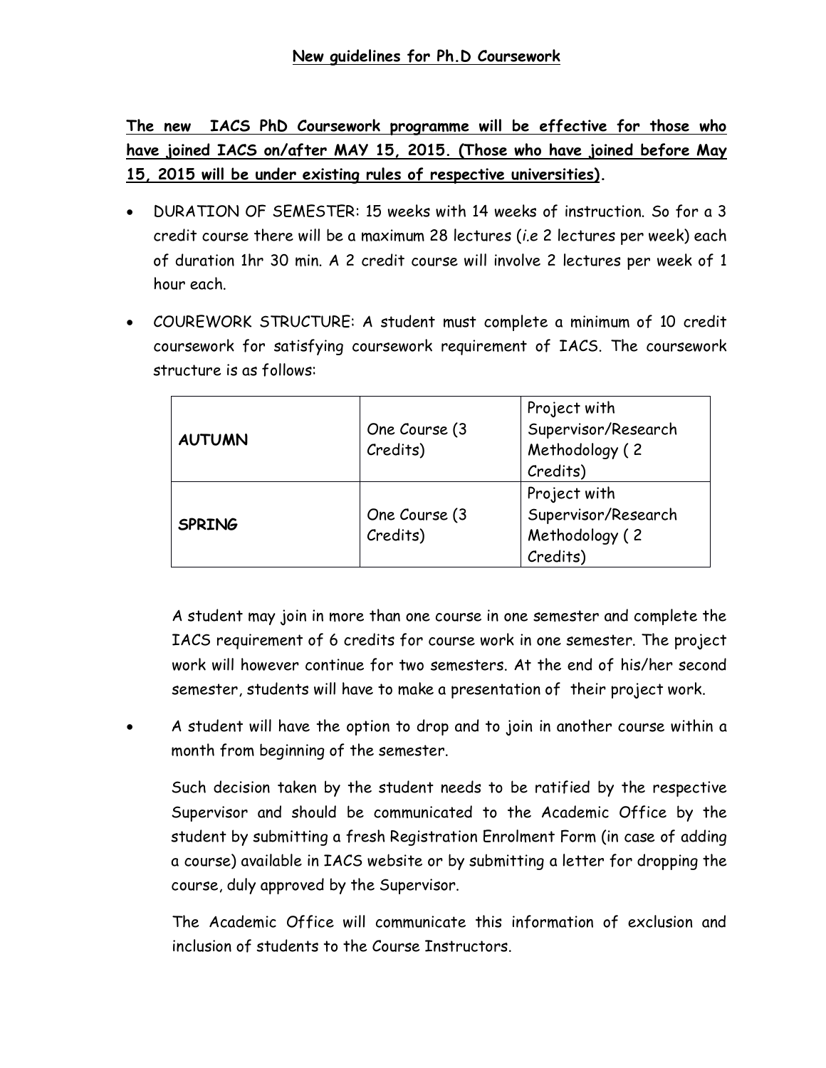# New guidelines for Ph.D Coursework

**The new IACS PhD Coursework programme will be effective for those who have joined IACS on/after MAY 15, 2015. (Those who have joined before May 15, 2015 will be under existing rules of respective universities).**

- DURATION OF SEMESTER: 15 weeks with 14 weeks of instruction. So for a 3 credit course there will be a maximum 28 lectures (*i.e* 2 lectures per week) each of duration 1hr 30 min. A 2 credit course will involve 2 lectures per week of 1 hour each.

- COUREWORK STRUCTURE: A student must complete a minimum of 10 credit coursework for satisfying coursework requirement of IACS. The coursework structure is as follows:

| | | |
|---|---|---|
| **AUTUMN** | One Course (3 Credits) | Project with Supervisor/Research Methodology ( 2 Credits) |
| **SPRING** | One Course (3 Credits) | Project with Supervisor/Research Methodology ( 2 Credits) |

  A student may join in more than one course in one semester and complete the IACS requirement of 6 credits for course work in one semester. The project work will however continue for two semesters. At the end of his/her second semester, students will have to make a presentation of their project work.

- A student will have the option to drop and to join in another course within a month from beginning of the semester.

  Such decision taken by the student needs to be ratified by the respective Supervisor and should be communicated to the Academic Office by the student by submitting a fresh Registration Enrolment Form (in case of adding a course) available in IACS website or by submitting a letter for dropping the course, duly approved by the Supervisor.

  The Academic Office will communicate this information of exclusion and inclusion of students to the Course Instructors.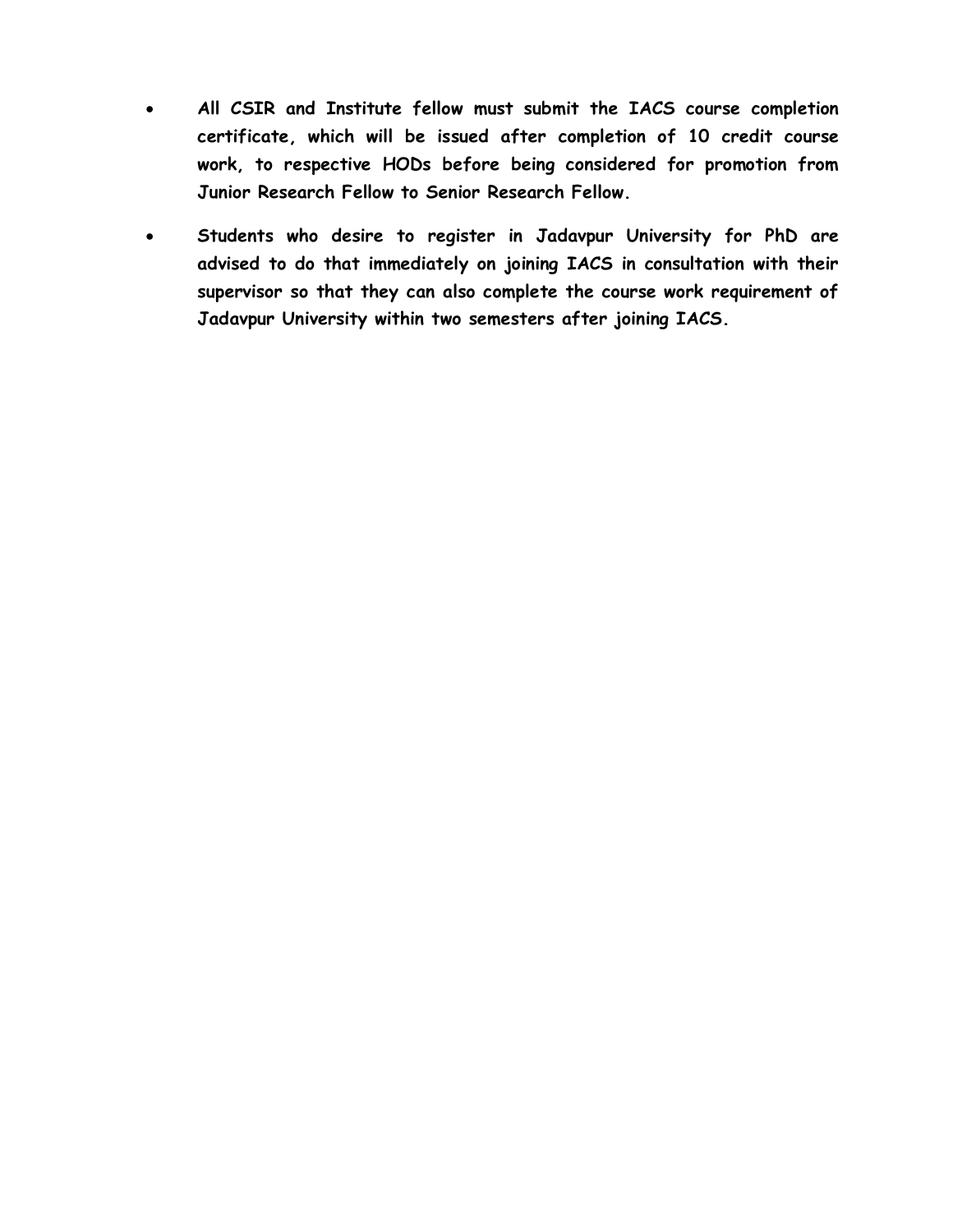- **All CSIR and Institute fellow must submit the IACS course completion certificate, which will be issued after completion of 10 credit course work, to respective HODs before being considered for promotion from Junior Research Fellow to Senior Research Fellow.**
- **Students who desire to register in Jadavpur University for PhD are advised to do that immediately on joining IACS in consultation with their supervisor so that they can also complete the course work requirement of Jadavpur University within two semesters after joining IACS.**